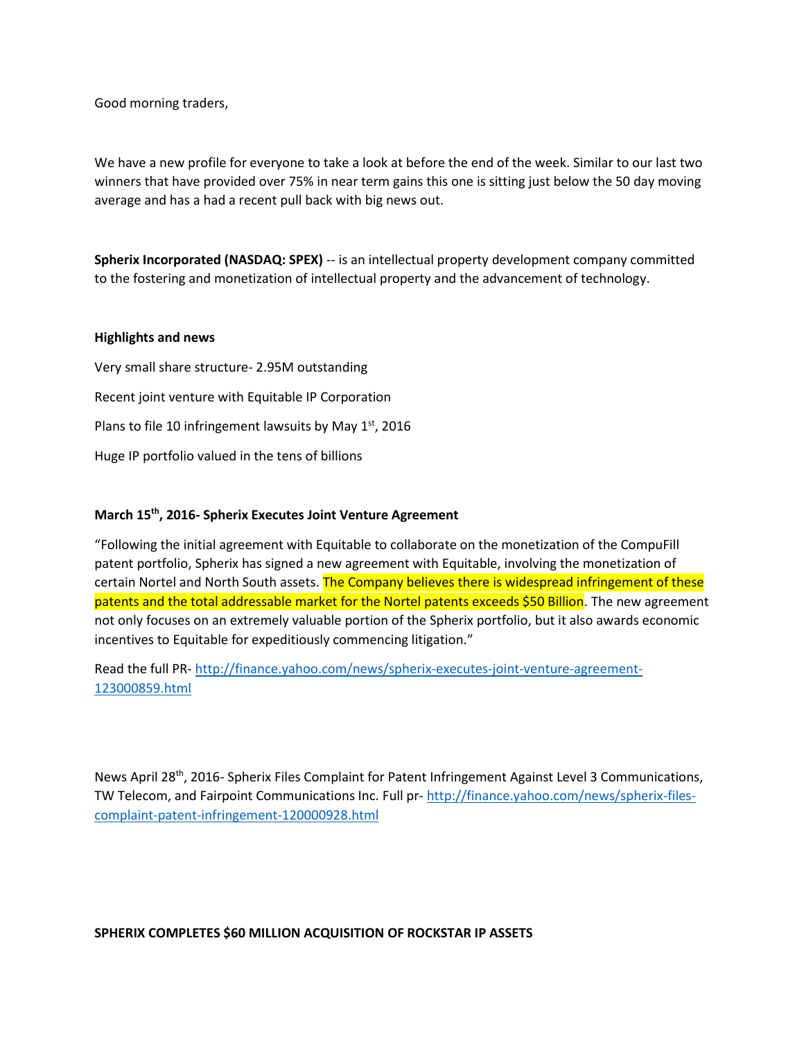Good morning traders,

We have a new profile for everyone to take a look at before the end of the week. Similar to our last two winners that have provided over 75% in near term gains this one is sitting just below the 50 day moving average and has a had a recent pull back with big news out.

**Spherix Incorporated (NASDAQ: SPEX)** -- is an intellectual property development company committed to the fostering and monetization of intellectual property and the advancement of technology.

**Highlights and news**

Very small share structure- 2.95M outstanding

Recent joint venture with Equitable IP Corporation

Plans to file 10 infringement lawsuits by May 1st, 2016

Huge IP portfolio valued in the tens of billions

**March 15th, 2016- Spherix Executes Joint Venture Agreement**

"Following the initial agreement with Equitable to collaborate on the monetization of the CompuFill patent portfolio, Spherix has signed a new agreement with Equitable, involving the monetization of certain Nortel and North South assets. The Company believes there is widespread infringement of these patents and the total addressable market for the Nortel patents exceeds $50 Billion. The new agreement not only focuses on an extremely valuable portion of the Spherix portfolio, but it also awards economic incentives to Equitable for expeditiously commencing litigation."

Read the full PR- http://finance.yahoo.com/news/spherix-executes-joint-venture-agreement-123000859.html

News April 28th, 2016- Spherix Files Complaint for Patent Infringement Against Level 3 Communications, TW Telecom, and Fairpoint Communications Inc. Full pr- http://finance.yahoo.com/news/spherix-files-complaint-patent-infringement-120000928.html

**SPHERIX COMPLETES $60 MILLION ACQUISITION OF ROCKSTAR IP ASSETS**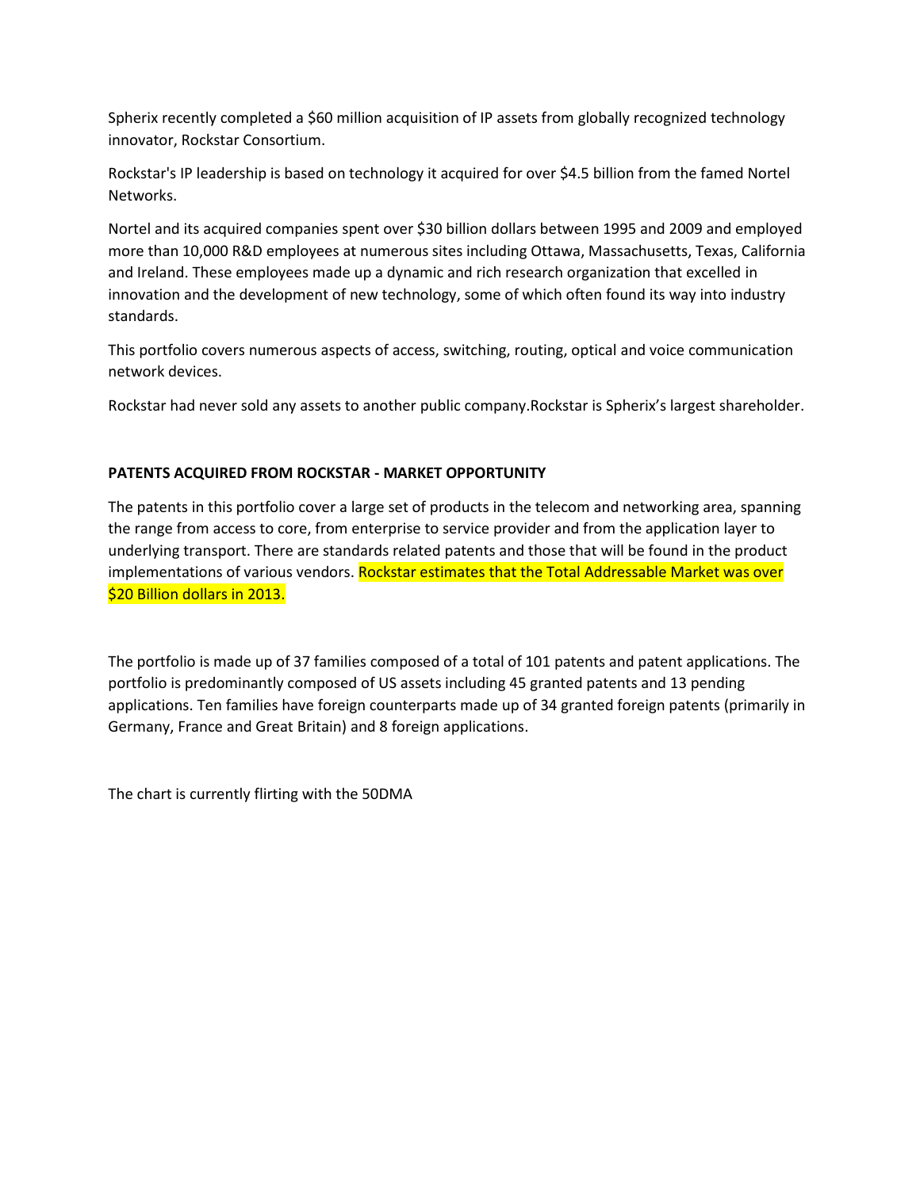Spherix recently completed a $60 million acquisition of IP assets from globally recognized technology innovator, Rockstar Consortium.

Rockstar's IP leadership is based on technology it acquired for over $4.5 billion from the famed Nortel Networks.

Nortel and its acquired companies spent over $30 billion dollars between 1995 and 2009 and employed more than 10,000 R&D employees at numerous sites including Ottawa, Massachusetts, Texas, California and Ireland. These employees made up a dynamic and rich research organization that excelled in innovation and the development of new technology, some of which often found its way into industry standards.

This portfolio covers numerous aspects of access, switching, routing, optical and voice communication network devices.

Rockstar had never sold any assets to another public company.Rockstar is Spherix's largest shareholder.

**PATENTS ACQUIRED FROM ROCKSTAR - MARKET OPPORTUNITY**

The patents in this portfolio cover a large set of products in the telecom and networking area, spanning the range from access to core, from enterprise to service provider and from the application layer to underlying transport. There are standards related patents and those that will be found in the product implementations of various vendors. Rockstar estimates that the Total Addressable Market was over $20 Billion dollars in 2013.

The portfolio is made up of 37 families composed of a total of 101 patents and patent applications. The portfolio is predominantly composed of US assets including 45 granted patents and 13 pending applications. Ten families have foreign counterparts made up of 34 granted foreign patents (primarily in Germany, France and Great Britain) and 8 foreign applications.

The chart is currently flirting with the 50DMA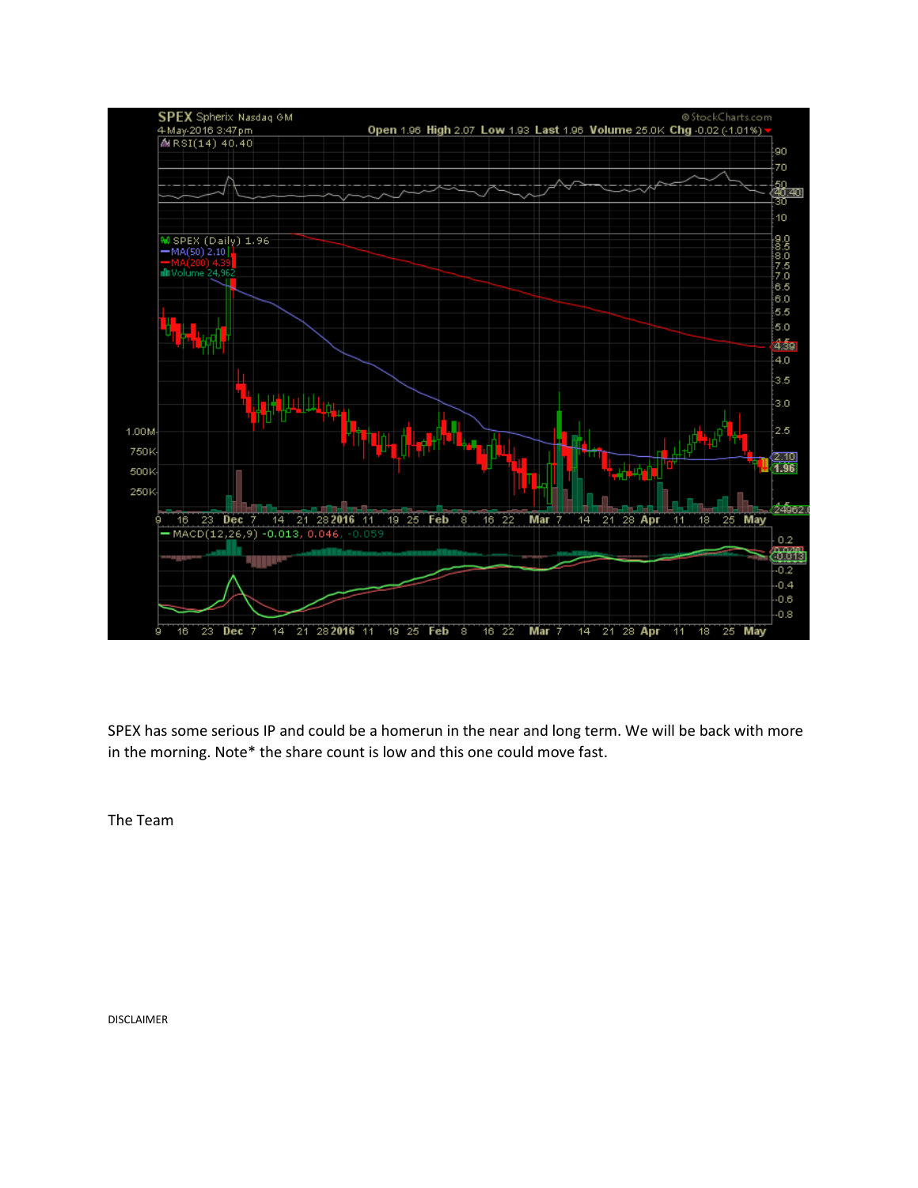SPEX has some serious IP and could be a homerun in the near and long term. We will be back with more in the morning. Note* the share count is low and this one could move fast.

The Team

DISCLAIMER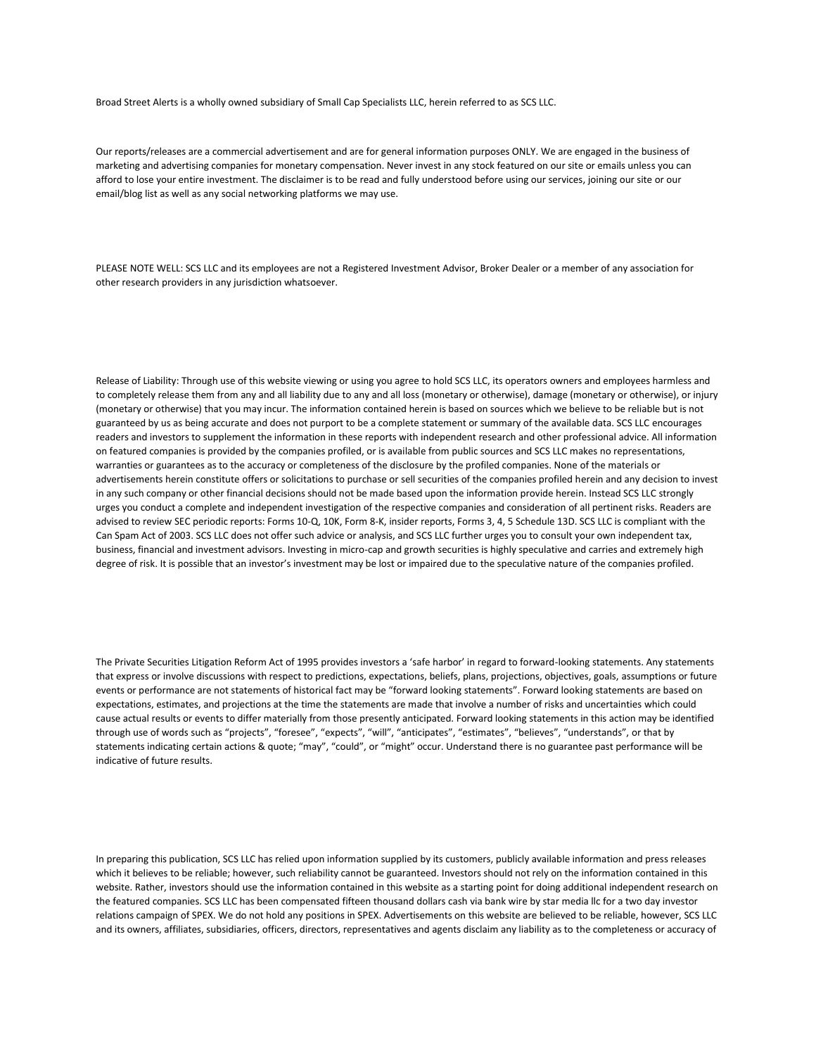Broad Street Alerts is a wholly owned subsidiary of Small Cap Specialists LLC, herein referred to as SCS LLC.

Our reports/releases are a commercial advertisement and are for general information purposes ONLY. We are engaged in the business of marketing and advertising companies for monetary compensation. Never invest in any stock featured on our site or emails unless you can afford to lose your entire investment. The disclaimer is to be read and fully understood before using our services, joining our site or our email/blog list as well as any social networking platforms we may use.

PLEASE NOTE WELL: SCS LLC and its employees are not a Registered Investment Advisor, Broker Dealer or a member of any association for other research providers in any jurisdiction whatsoever.

Release of Liability: Through use of this website viewing or using you agree to hold SCS LLC, its operators owners and employees harmless and to completely release them from any and all liability due to any and all loss (monetary or otherwise), damage (monetary or otherwise), or injury (monetary or otherwise) that you may incur. The information contained herein is based on sources which we believe to be reliable but is not guaranteed by us as being accurate and does not purport to be a complete statement or summary of the available data. SCS LLC encourages readers and investors to supplement the information in these reports with independent research and other professional advice. All information on featured companies is provided by the companies profiled, or is available from public sources and SCS LLC makes no representations, warranties or guarantees as to the accuracy or completeness of the disclosure by the profiled companies. None of the materials or advertisements herein constitute offers or solicitations to purchase or sell securities of the companies profiled herein and any decision to invest in any such company or other financial decisions should not be made based upon the information provide herein. Instead SCS LLC strongly urges you conduct a complete and independent investigation of the respective companies and consideration of all pertinent risks. Readers are advised to review SEC periodic reports: Forms 10-Q, 10K, Form 8-K, insider reports, Forms 3, 4, 5 Schedule 13D. SCS LLC is compliant with the Can Spam Act of 2003. SCS LLC does not offer such advice or analysis, and SCS LLC further urges you to consult your own independent tax, business, financial and investment advisors. Investing in micro-cap and growth securities is highly speculative and carries and extremely high degree of risk. It is possible that an investor's investment may be lost or impaired due to the speculative nature of the companies profiled.

The Private Securities Litigation Reform Act of 1995 provides investors a 'safe harbor' in regard to forward-looking statements. Any statements that express or involve discussions with respect to predictions, expectations, beliefs, plans, projections, objectives, goals, assumptions or future events or performance are not statements of historical fact may be "forward looking statements". Forward looking statements are based on expectations, estimates, and projections at the time the statements are made that involve a number of risks and uncertainties which could cause actual results or events to differ materially from those presently anticipated. Forward looking statements in this action may be identified through use of words such as "projects", "foresee", "expects", "will", "anticipates", "estimates", "believes", "understands", or that by statements indicating certain actions & quote; "may", "could", or "might" occur. Understand there is no guarantee past performance will be indicative of future results.

In preparing this publication, SCS LLC has relied upon information supplied by its customers, publicly available information and press releases which it believes to be reliable; however, such reliability cannot be guaranteed. Investors should not rely on the information contained in this website. Rather, investors should use the information contained in this website as a starting point for doing additional independent research on the featured companies. SCS LLC has been compensated fifteen thousand dollars cash via bank wire by star media llc for a two day investor relations campaign of SPEX. We do not hold any positions in SPEX. Advertisements on this website are believed to be reliable, however, SCS LLC and its owners, affiliates, subsidiaries, officers, directors, representatives and agents disclaim any liability as to the completeness or accuracy of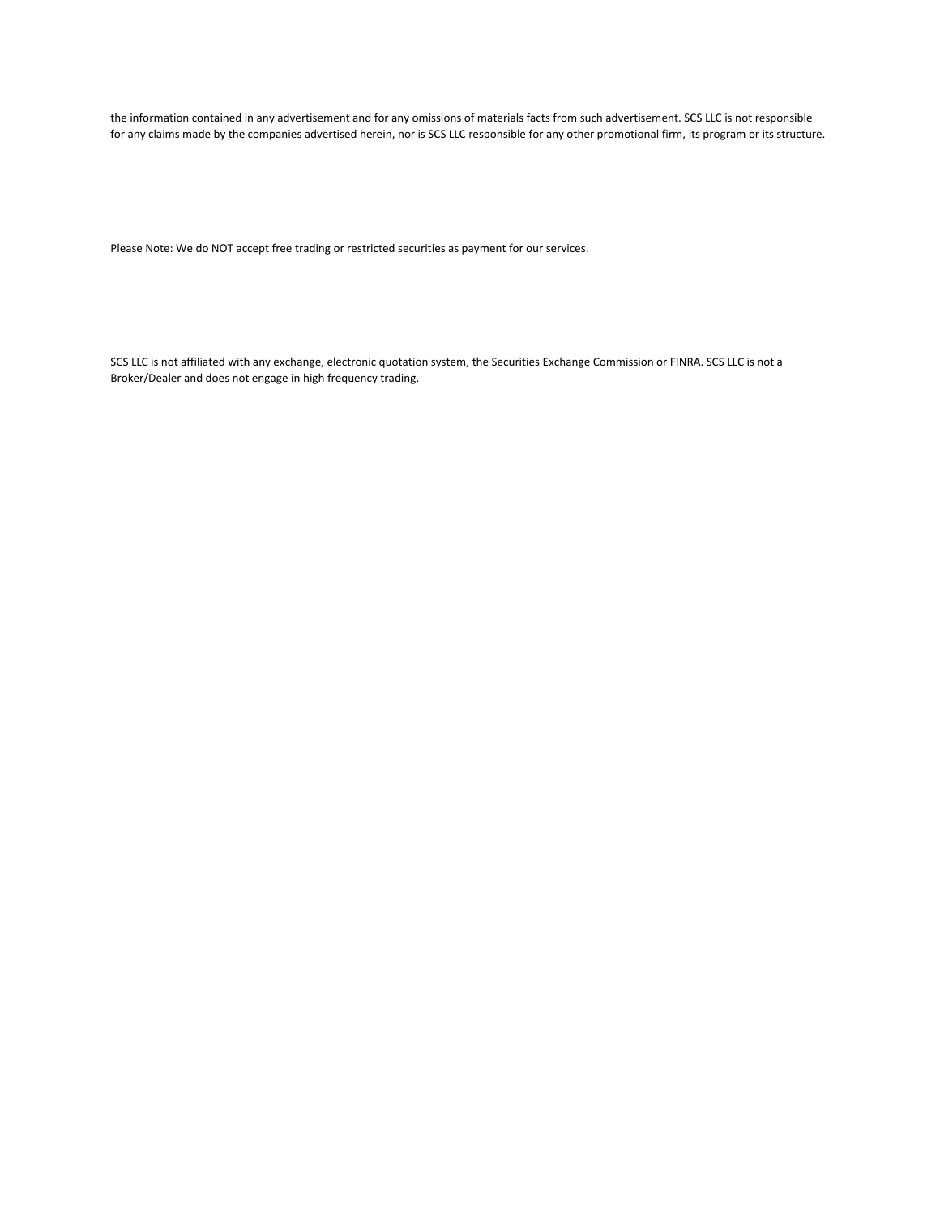the information contained in any advertisement and for any omissions of materials facts from such advertisement. SCS LLC is not responsible for any claims made by the companies advertised herein, nor is SCS LLC responsible for any other promotional firm, its program or its structure.

Please Note: We do NOT accept free trading or restricted securities as payment for our services.

SCS LLC is not affiliated with any exchange, electronic quotation system, the Securities Exchange Commission or FINRA. SCS LLC is not a Broker/Dealer and does not engage in high frequency trading.